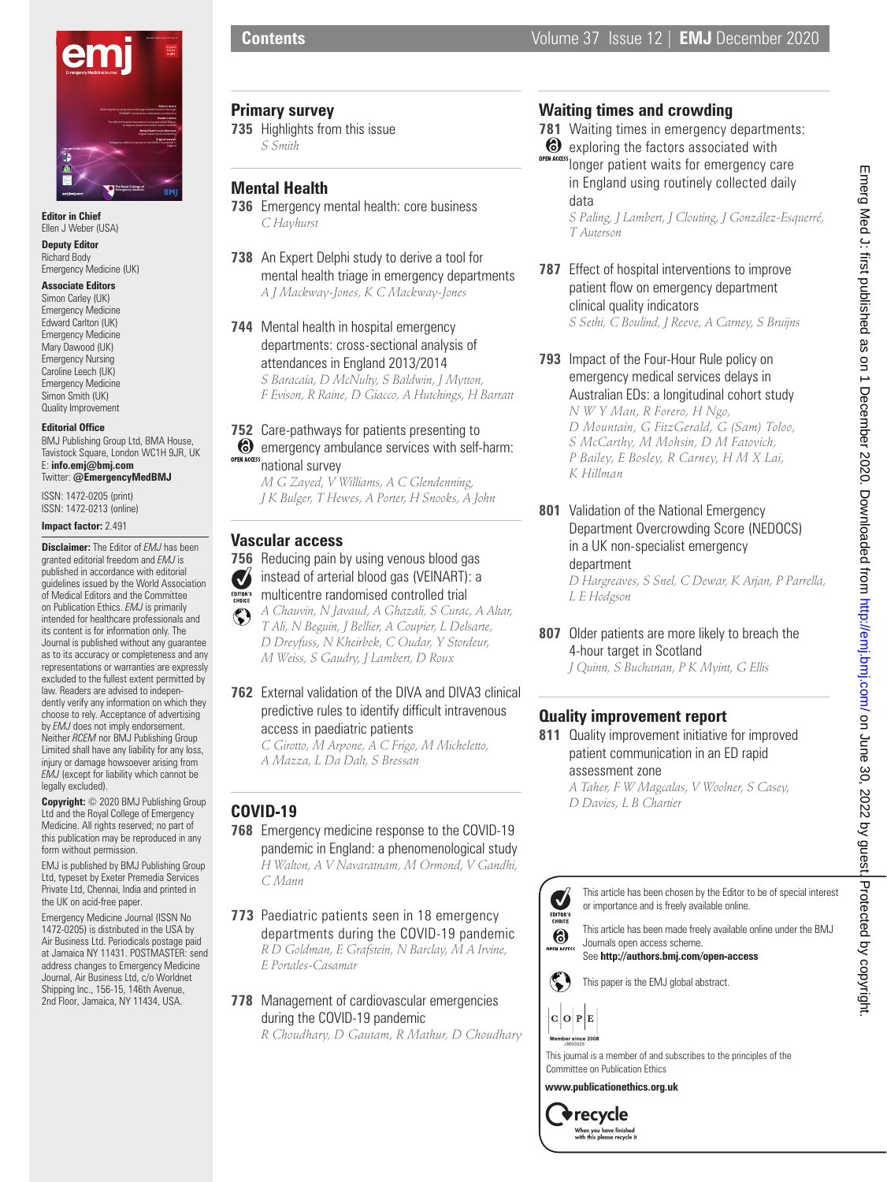# Contents

## Primary survey

**735** Highlights from this issue
*S Smith*

## Mental Health

**736** Emergency mental health: core business
*C Hayhurst*

**738** An Expert Delphi study to derive a tool for mental health triage in emergency departments
*A J Mackway-Jones, K C Mackway-Jones*

**744** Mental health in hospital emergency departments: cross-sectional analysis of attendances in England 2013/2014
*S Baracaia, D McNulty, S Baldwin, J Mytton, F Evison, R Raine, D Giacco, A Hutchings, H Barratt*

**752** Care-pathways for patients presenting to emergency ambulance services with self-harm: national survey (OPEN ACCESS)
*M G Zayed, V Williams, A C Glendenning, J K Bulger, T Hewes, A Porter, H Snooks, A John*

## Vascular access

**756** Reducing pain by using venous blood gas instead of arterial blood gas (VEINART): a multicentre randomised controlled trial (EDITOR'S CHOICE)
*A Chauvin, N Javaud, A Ghazali, S Curac, A Altar, T Ali, N Beguin, J Bellier, A Coupier, L Delsarte, D Dreyfuss, N Kheirbek, C Oudar, Y Stordeur, M Weiss, S Gaudry, J Lambert, D Roux*

**762** External validation of the DIVA and DIVA3 clinical predictive rules to identify difficult intravenous access in paediatric patients
*C Girotto, M Arpone, A C Frigo, M Micheletto, A Mazza, L Da Dalt, S Bressan*

## COVID-19

**768** Emergency medicine response to the COVID-19 pandemic in England: a phenomenological study
*H Walton, A V Navaratnam, M Ormond, V Gandhi, C Mann*

**773** Paediatric patients seen in 18 emergency departments during the COVID-19 pandemic
*R D Goldman, E Grafstein, N Barclay, M A Irvine, E Portales-Casamar*

**778** Management of cardiovascular emergencies during the COVID-19 pandemic
*R Choudhary, D Gautam, R Mathur, D Choudhary*

## Waiting times and crowding

**781** Waiting times in emergency departments: exploring the factors associated with longer patient waits for emergency care in England using routinely collected daily data (OPEN ACCESS)
*S Paling, J Lambert, J Clouting, J González-Esquerré, T Auterson*

**787** Effect of hospital interventions to improve patient flow on emergency department clinical quality indicators
*S Sethi, C Boulind, J Reeve, A Carney, S Bruijns*

**793** Impact of the Four-Hour Rule policy on emergency medical services delays in Australian EDs: a longitudinal cohort study
*N W Y Man, R Forero, H Ngo, D Mountain, G FitzGerald, G (Sam) Toloo, S McCarthy, M Mohsin, D M Fatovich, P Bailey, E Bosley, R Carney, H M X Lai, K Hillman*

**801** Validation of the National Emergency Department Overcrowding Score (NEDOCS) in a UK non-specialist emergency department
*D Hargreaves, S Snel, C Dewar, K Arjan, P Parrella, L E Hodgson*

**807** Older patients are more likely to breach the 4-hour target in Scotland
*J Quinn, S Buchanan, P K Myint, G Ellis*

## Quality improvement report

**811** Quality improvement initiative for improved patient communication in an ED rapid assessment zone
*A Taher, F W Magcalas, V Woolner, S Casey, D Davies, L B Chartier*

---

EDITOR'S CHOICE: This article has been chosen by the Editor to be of special interest or importance and is freely available online.

OPEN ACCESS: This article has been made freely available online under the BMJ Journals open access scheme. See **http://authors.bmj.com/open-access**

This paper is the EMJ global abstract.

COPE Member since 2008 JM00025

This journal is a member of and subscribes to the principles of the Committee on Publication Ethics

**www.publicationethics.org.uk**

recycle — When you have finished with this please recycle it

---

**Editor in Chief**
Ellen J Weber (USA)

**Deputy Editor**
Richard Body
Emergency Medicine (UK)

**Associate Editors**
Simon Carley (UK)
Emergency Medicine
Edward Carlton (UK)
Emergency Medicine
Mary Dawood (UK)
Emergency Nursing
Caroline Leech (UK)
Emergency Medicine
Simon Smith (UK)
Quality Improvement

**Editorial Office**
BMJ Publishing Group Ltd, BMA House, Tavistock Square, London WC1H 9JR, UK
E: **info.emj@bmj.com**
Twitter: **@EmergencyMedBMJ**

ISSN: 1472-0205 (print)
ISSN: 1472-0213 (online)

**Impact factor:** 2.491

**Disclaimer:** The Editor of *EMJ* has been granted editorial freedom and *EMJ* is published in accordance with editorial guidelines issued by the World Association of Medical Editors and the Committee on Publication Ethics. *EMJ* is primarily intended for healthcare professionals and its content is for information only. The Journal is published without any guarantee as to its accuracy or completeness and any representations or warranties are expressly excluded to the fullest extent permitted by law. Readers are advised to independently verify any information on which they choose to rely. Acceptance of advertising by *EMJ* does not imply endorsement. Neither *RCEM* nor BMJ Publishing Group Limited shall have any liability for any loss, injury or damage howsoever arising from *EMJ* (except for liability which cannot be legally excluded).

**Copyright:** © 2020 BMJ Publishing Group Ltd and the Royal College of Emergency Medicine. All rights reserved; no part of this publication may be reproduced in any form without permission.

EMJ is published by BMJ Publishing Group Ltd, typeset by Exeter Premedia Services Private Ltd, Chennai, India and printed in the UK on acid-free paper.

Emergency Medicine Journal (ISSN No 1472-0205) is distributed in the USA by Air Business Ltd. Periodicals postage paid at Jamaica NY 11431. POSTMASTER: send address changes to Emergency Medicine Journal, Air Business Ltd, c/o Worldnet Shipping Inc., 156-15, 146th Avenue, 2nd Floor, Jamaica, NY 11434, USA.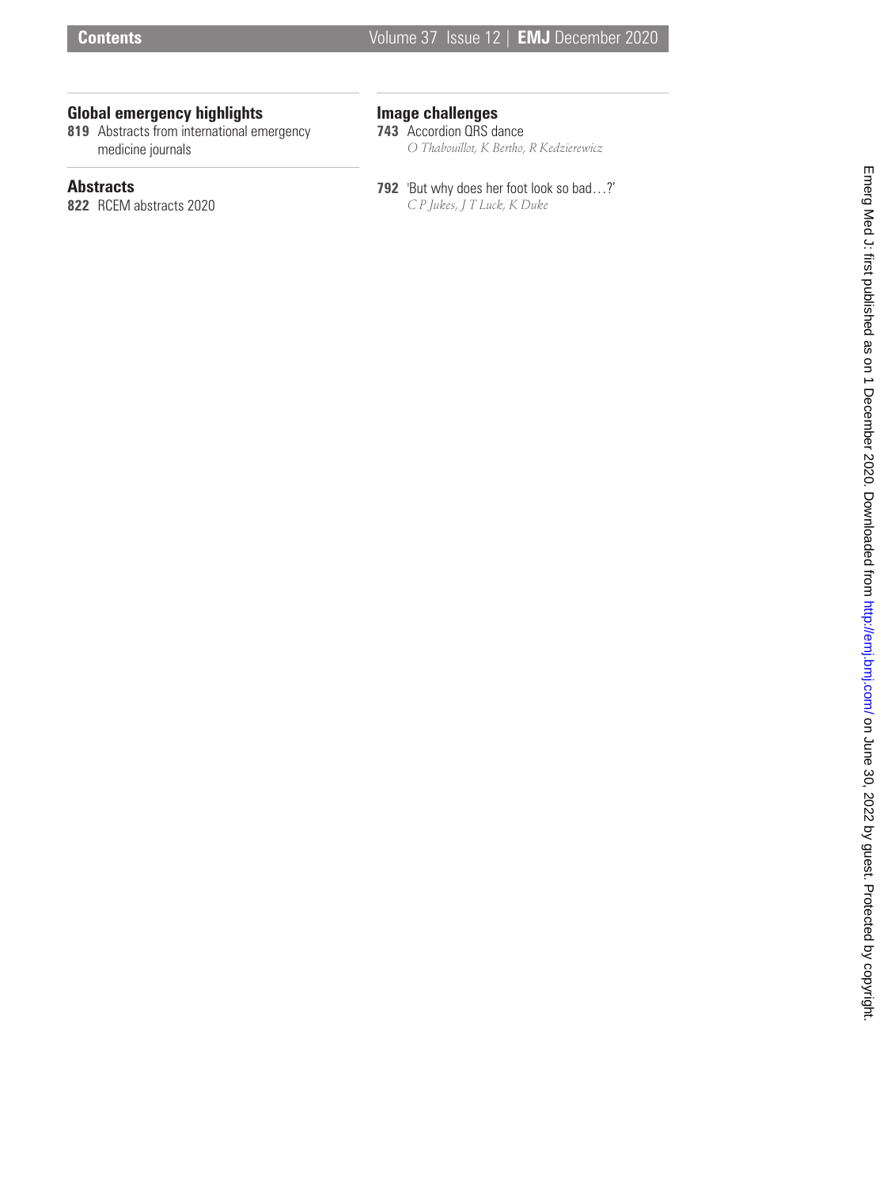## Global emergency highlights

**819** Abstracts from international emergency medicine journals

## Abstracts

**822** RCEM abstracts 2020

## Image challenges

**743** Accordion QRS dance
*O Thabouillot, K Bertho, R Kedzierewicz*

**792** 'But why does her foot look so bad…?'
*C P Jukes, J T Luck, K Duke*